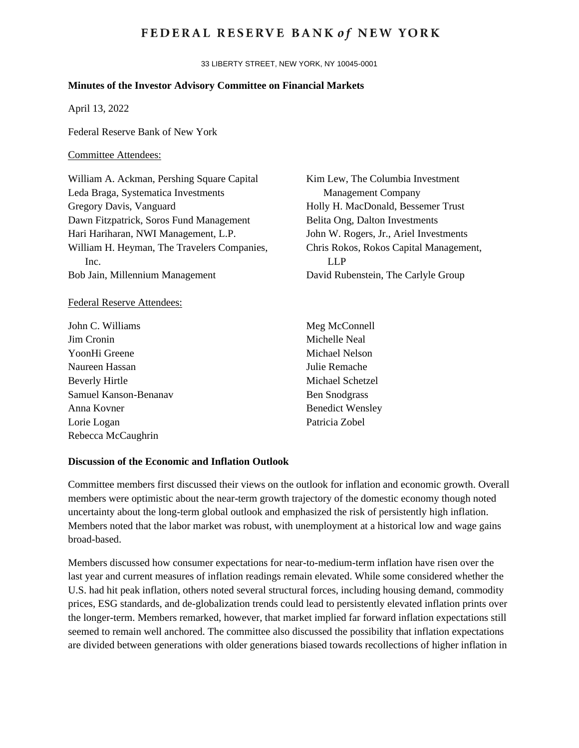# FEDERAL RESERVE BANK *of* NEW YORK

33 LIBERTY STREET, NEW YORK, NY 10045-0001

**Minutes of the Investor Advisory Committee on Financial Markets**

April 13, 2022

Federal Reserve Bank of New York

Committee Attendees:

William A. Ackman, Pershing Square Capital
Leda Braga, Systematica Investments
Gregory Davis, Vanguard
Dawn Fitzpatrick, Soros Fund Management
Hari Hariharan, NWI Management, L.P.
William H. Heyman, The Travelers Companies, Inc.
Bob Jain, Millennium Management
Kim Lew, The Columbia Investment Management Company
Holly H. MacDonald, Bessemer Trust
Belita Ong, Dalton Investments
John W. Rogers, Jr., Ariel Investments
Chris Rokos, Rokos Capital Management, LLP
David Rubenstein, The Carlyle Group

Federal Reserve Attendees:

John C. Williams
Jim Cronin
YoonHi Greene
Naureen Hassan
Beverly Hirtle
Samuel Kanson-Benanav
Anna Kovner
Lorie Logan
Rebecca McCaughrin
Meg McConnell
Michelle Neal
Michael Nelson
Julie Remache
Michael Schetzel
Ben Snodgrass
Benedict Wensley
Patricia Zobel

**Discussion of the Economic and Inflation Outlook**

Committee members first discussed their views on the outlook for inflation and economic growth. Overall members were optimistic about the near-term growth trajectory of the domestic economy though noted uncertainty about the long-term global outlook and emphasized the risk of persistently high inflation. Members noted that the labor market was robust, with unemployment at a historical low and wage gains broad-based.

Members discussed how consumer expectations for near-to-medium-term inflation have risen over the last year and current measures of inflation readings remain elevated. While some considered whether the U.S. had hit peak inflation, others noted several structural forces, including housing demand, commodity prices, ESG standards, and de-globalization trends could lead to persistently elevated inflation prints over the longer-term. Members remarked, however, that market implied far forward inflation expectations still seemed to remain well anchored. The committee also discussed the possibility that inflation expectations are divided between generations with older generations biased towards recollections of higher inflation in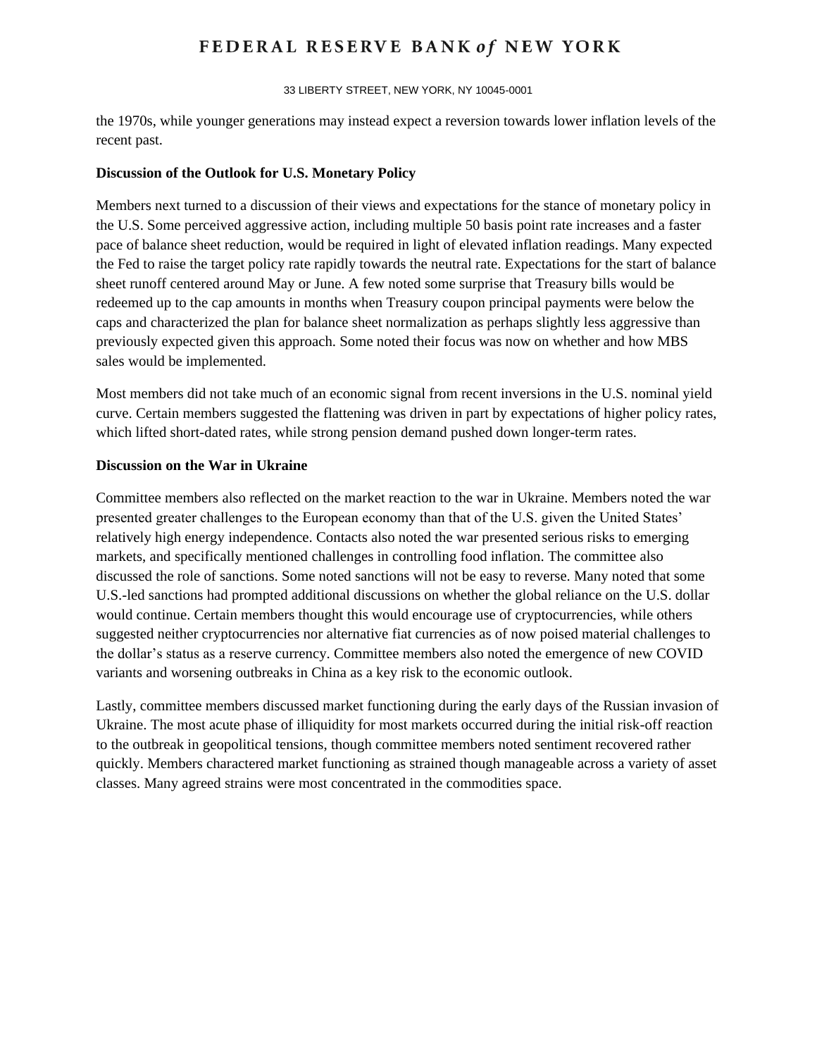the 1970s, while younger generations may instead expect a reversion towards lower inflation levels of the recent past.

**Discussion of the Outlook for U.S. Monetary Policy**

Members next turned to a discussion of their views and expectations for the stance of monetary policy in the U.S. Some perceived aggressive action, including multiple 50 basis point rate increases and a faster pace of balance sheet reduction, would be required in light of elevated inflation readings. Many expected the Fed to raise the target policy rate rapidly towards the neutral rate. Expectations for the start of balance sheet runoff centered around May or June. A few noted some surprise that Treasury bills would be redeemed up to the cap amounts in months when Treasury coupon principal payments were below the caps and characterized the plan for balance sheet normalization as perhaps slightly less aggressive than previously expected given this approach. Some noted their focus was now on whether and how MBS sales would be implemented.

Most members did not take much of an economic signal from recent inversions in the U.S. nominal yield curve. Certain members suggested the flattening was driven in part by expectations of higher policy rates, which lifted short-dated rates, while strong pension demand pushed down longer-term rates.

**Discussion on the War in Ukraine**

Committee members also reflected on the market reaction to the war in Ukraine. Members noted the war presented greater challenges to the European economy than that of the U.S. given the United States' relatively high energy independence. Contacts also noted the war presented serious risks to emerging markets, and specifically mentioned challenges in controlling food inflation. The committee also discussed the role of sanctions. Some noted sanctions will not be easy to reverse. Many noted that some U.S.-led sanctions had prompted additional discussions on whether the global reliance on the U.S. dollar would continue. Certain members thought this would encourage use of cryptocurrencies, while others suggested neither cryptocurrencies nor alternative fiat currencies as of now poised material challenges to the dollar's status as a reserve currency. Committee members also noted the emergence of new COVID variants and worsening outbreaks in China as a key risk to the economic outlook.

Lastly, committee members discussed market functioning during the early days of the Russian invasion of Ukraine. The most acute phase of illiquidity for most markets occurred during the initial risk-off reaction to the outbreak in geopolitical tensions, though committee members noted sentiment recovered rather quickly. Members charactered market functioning as strained though manageable across a variety of asset classes. Many agreed strains were most concentrated in the commodities space.